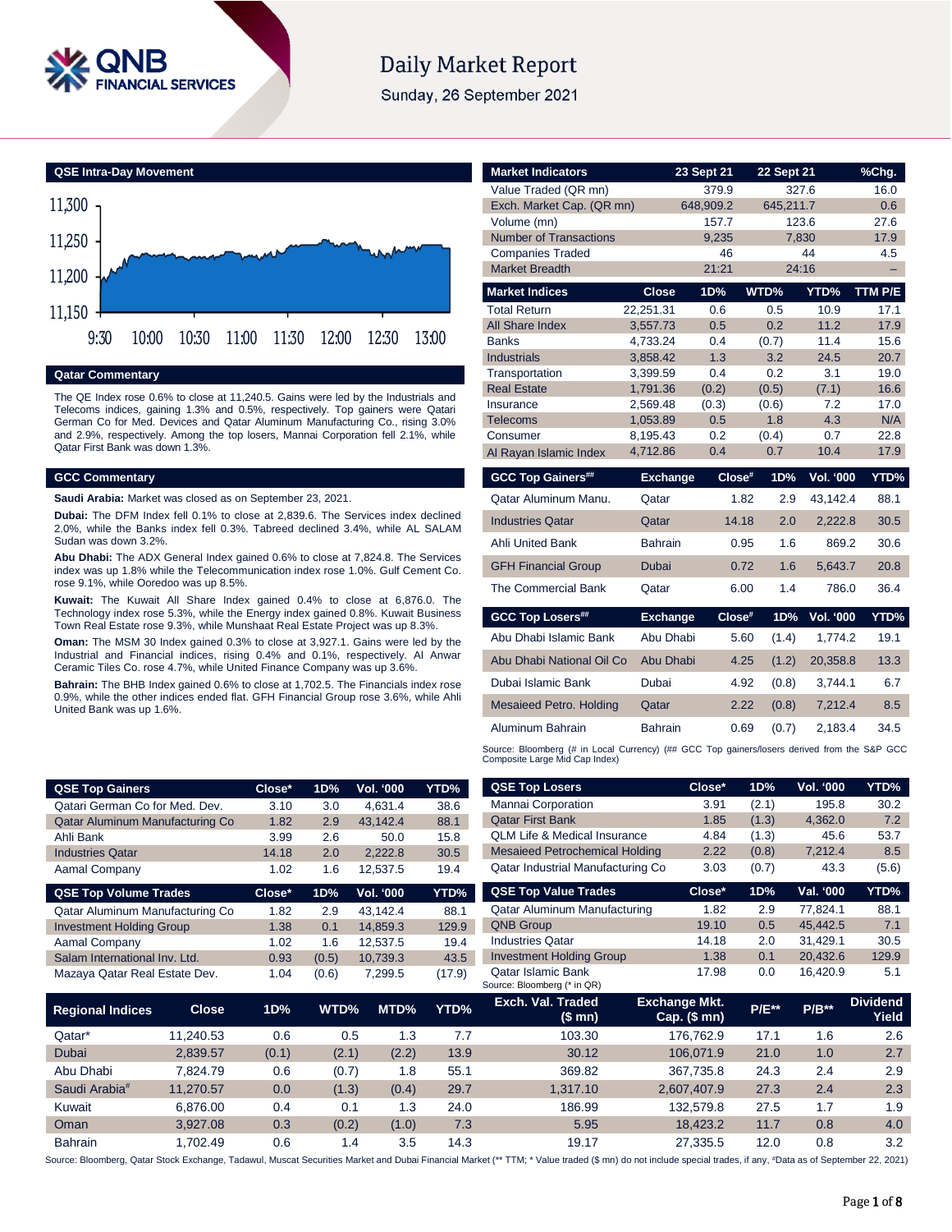# Daily Market Report

Sunday, 26 September 2021

## QSE Intra-Day Movement

## Qatar Commentary

The QE Index rose 0.6% to close at 11,240.5. Gains were led by the Industrials and Telecoms indices, gaining 1.3% and 0.5%, respectively. Top gainers were Qatari German Co for Med. Devices and Qatar Aluminum Manufacturing Co., rising 3.0% and 2.9%, respectively. Among the top losers, Mannai Corporation fell 2.1%, while Qatar First Bank was down 1.3%.

## GCC Commentary

**Saudi Arabia:** Market was closed as on September 23, 2021.

**Dubai:** The DFM Index fell 0.1% to close at 2,839.6. The Services index declined 2.0%, while the Banks index fell 0.3%. Tabreed declined 3.4%, while AL SALAM Sudan was down 3.2%.

**Abu Dhabi:** The ADX General Index gained 0.6% to close at 7,824.8. The Services index was up 1.8% while the Telecommunication index rose 1.0%. Gulf Cement Co. rose 9.1%, while Ooredoo was up 8.5%.

**Kuwait:** The Kuwait All Share Index gained 0.4% to close at 6,876.0. The Technology index rose 5.3%, while the Energy index gained 0.8%. Kuwait Business Town Real Estate rose 9.3%, while Munshaat Real Estate Project was up 8.3%.

**Oman:** The MSM 30 Index gained 0.3% to close at 3,927.1. Gains were led by the Industrial and Financial indices, rising 0.4% and 0.1%, respectively. Al Anwar Ceramic Tiles Co. rose 4.7%, while United Finance Company was up 3.6%.

**Bahrain:** The BHB Index gained 0.6% to close at 1,702.5. The Financials index rose 0.9%, while the other indices ended flat. GFH Financial Group rose 3.6%, while Ahli United Bank was up 1.6%.

| Market Indicators | 23 Sept 21 | 22 Sept 21 | %Chg. |
|---|---|---|---|
| Value Traded (QR mn) | 379.9 | 327.6 | 16.0 |
| Exch. Market Cap. (QR mn) | 648,909.2 | 645,211.7 | 0.6 |
| Volume (mn) | 157.7 | 123.6 | 27.6 |
| Number of Transactions | 9,235 | 7,830 | 17.9 |
| Companies Traded | 46 | 44 | 4.5 |
| Market Breadth | 21:21 | 24:16 | – |

| Market Indices | Close | 1D% | WTD% | YTD% | TTM P/E |
|---|---|---|---|---|---|
| Total Return | 22,251.31 | 0.6 | 0.5 | 10.9 | 17.1 |
| All Share Index | 3,557.73 | 0.5 | 0.2 | 11.2 | 17.9 |
| Banks | 4,733.24 | 0.4 | (0.7) | 11.4 | 15.6 |
| Industrials | 3,858.42 | 1.3 | 3.2 | 24.5 | 20.7 |
| Transportation | 3,399.59 | 0.4 | 0.2 | 3.1 | 19.0 |
| Real Estate | 1,791.36 | (0.2) | (0.5) | (7.1) | 16.6 |
| Insurance | 2,569.48 | (0.3) | (0.6) | 7.2 | 17.0 |
| Telecoms | 1,053.89 | 0.5 | 1.8 | 4.3 | N/A |
| Consumer | 8,195.43 | 0.2 | (0.4) | 0.7 | 22.8 |
| Al Rayan Islamic Index | 4,712.86 | 0.4 | 0.7 | 10.4 | 17.9 |

| GCC Top Gainers## | Exchange | Close# | 1D% | Vol. '000 | YTD% |
|---|---|---|---|---|---|
| Qatar Aluminum Manu. | Qatar | 1.82 | 2.9 | 43,142.4 | 88.1 |
| Industries Qatar | Qatar | 14.18 | 2.0 | 2,222.8 | 30.5 |
| Ahli United Bank | Bahrain | 0.95 | 1.6 | 869.2 | 30.6 |
| GFH Financial Group | Dubai | 0.72 | 1.6 | 5,643.7 | 20.8 |
| The Commercial Bank | Qatar | 6.00 | 1.4 | 786.0 | 36.4 |

| GCC Top Losers## | Exchange | Close# | 1D% | Vol. '000 | YTD% |
|---|---|---|---|---|---|
| Abu Dhabi Islamic Bank | Abu Dhabi | 5.60 | (1.4) | 1,774.2 | 19.1 |
| Abu Dhabi National Oil Co | Abu Dhabi | 4.25 | (1.2) | 20,358.8 | 13.3 |
| Dubai Islamic Bank | Dubai | 4.92 | (0.8) | 3,744.1 | 6.7 |
| Mesaieed Petro. Holding | Qatar | 2.22 | (0.8) | 7,212.4 | 8.5 |
| Aluminum Bahrain | Bahrain | 0.69 | (0.7) | 2,183.4 | 34.5 |

Source: Bloomberg (# in Local Currency) (## GCC Top gainers/losers derived from the S&P GCC Composite Large Mid Cap Index)

| QSE Top Gainers | Close* | 1D% | Vol. '000 | YTD% |
|---|---|---|---|---|
| Qatari German Co for Med. Dev. | 3.10 | 3.0 | 4,631.4 | 38.6 |
| Qatar Aluminum Manufacturing Co | 1.82 | 2.9 | 43,142.4 | 88.1 |
| Ahli Bank | 3.99 | 2.6 | 50.0 | 15.8 |
| Industries Qatar | 14.18 | 2.0 | 2,222.8 | 30.5 |
| Aamal Company | 1.02 | 1.6 | 12,537.5 | 19.4 |

| QSE Top Volume Trades | Close* | 1D% | Vol. '000 | YTD% |
|---|---|---|---|---|
| Qatar Aluminum Manufacturing Co | 1.82 | 2.9 | 43,142.4 | 88.1 |
| Investment Holding Group | 1.38 | 0.1 | 14,859.3 | 129.9 |
| Aamal Company | 1.02 | 1.6 | 12,537.5 | 19.4 |
| Salam International Inv. Ltd. | 0.93 | (0.5) | 10,739.3 | 43.5 |
| Mazaya Qatar Real Estate Dev. | 1.04 | (0.6) | 7,299.5 | (17.9) |

| QSE Top Losers | Close* | 1D% | Vol. '000 | YTD% |
|---|---|---|---|---|
| Mannai Corporation | 3.91 | (2.1) | 195.8 | 30.2 |
| Qatar First Bank | 1.85 | (1.3) | 4,362.0 | 7.2 |
| QLM Life & Medical Insurance | 4.84 | (1.3) | 45.6 | 53.7 |
| Mesaieed Petrochemical Holding | 2.22 | (0.8) | 7,212.4 | 8.5 |
| Qatar Industrial Manufacturing Co | 3.03 | (0.7) | 43.3 | (5.6) |

| QSE Top Value Trades | Close* | 1D% | Val. '000 | YTD% |
|---|---|---|---|---|
| Qatar Aluminum Manufacturing | 1.82 | 2.9 | 77,824.1 | 88.1 |
| QNB Group | 19.10 | 0.5 | 45,442.5 | 7.1 |
| Industries Qatar | 14.18 | 2.0 | 31,429.1 | 30.5 |
| Investment Holding Group | 1.38 | 0.1 | 20,432.6 | 129.9 |
| Qatar Islamic Bank | 17.98 | 0.0 | 16,420.9 | 5.1 |

Source: Bloomberg (* in QR)

| Regional Indices | Close | 1D% | WTD% | MTD% | YTD% | Exch. Val. Traded ($ mn) | Exchange Mkt. Cap. ($ mn) | P/E** | P/B** | Dividend Yield |
|---|---|---|---|---|---|---|---|---|---|---|
| Qatar* | 11,240.53 | 0.6 | 0.5 | 1.3 | 7.7 | 103.30 | 176,762.9 | 17.1 | 1.6 | 2.6 |
| Dubai | 2,839.57 | (0.1) | (2.1) | (2.2) | 13.9 | 30.12 | 106,071.9 | 21.0 | 1.0 | 2.7 |
| Abu Dhabi | 7,824.79 | 0.6 | (0.7) | 1.8 | 55.1 | 369.82 | 367,735.8 | 24.3 | 2.4 | 2.9 |
| Saudi Arabia# | 11,270.57 | 0.0 | (1.3) | (0.4) | 29.7 | 1,317.10 | 2,607,407.9 | 27.3 | 2.4 | 2.3 |
| Kuwait | 6,876.00 | 0.4 | 0.1 | 1.3 | 24.0 | 186.99 | 132,579.8 | 27.5 | 1.7 | 1.9 |
| Oman | 3,927.08 | 0.3 | (0.2) | (1.0) | 7.3 | 5.95 | 18,423.2 | 11.7 | 0.8 | 4.0 |
| Bahrain | 1,702.49 | 0.6 | 1.4 | 3.5 | 14.3 | 19.17 | 27,335.5 | 12.0 | 0.8 | 3.2 |

Source: Bloomberg, Qatar Stock Exchange, Tadawul, Muscat Securities Market and Dubai Financial Market (** TTM; * Value traded ($ mn) do not include special trades, if any, #Data as of September 22, 2021)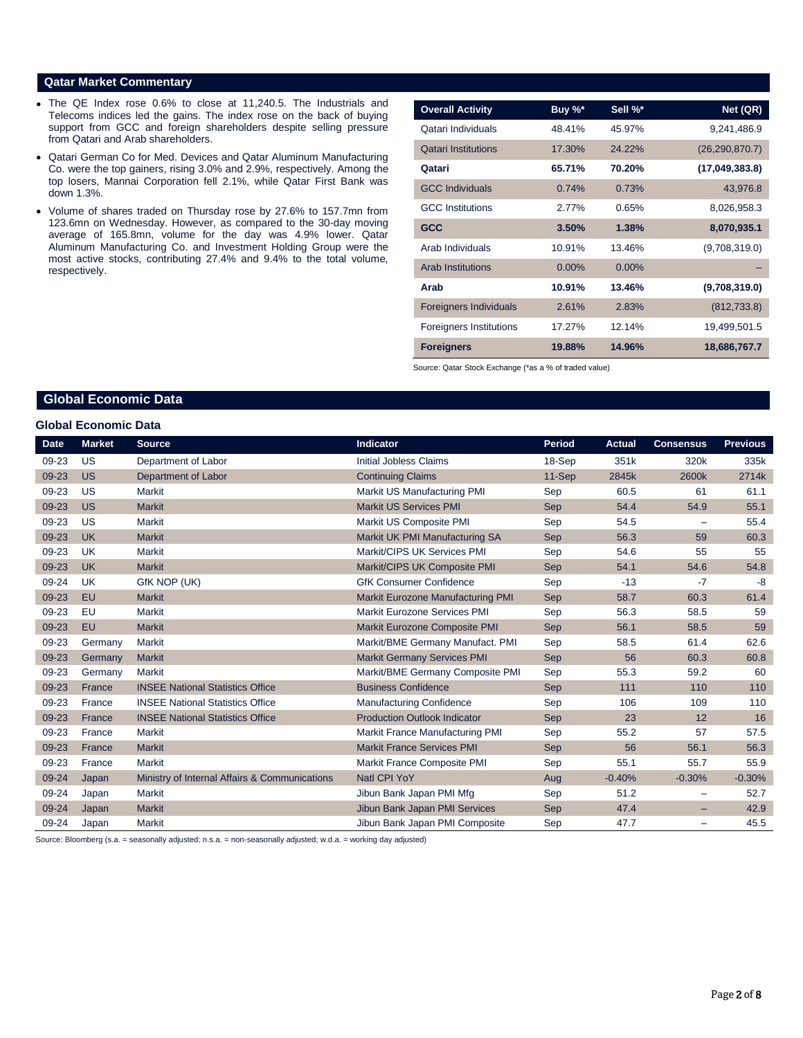## Qatar Market Commentary

- The QE Index rose 0.6% to close at 11,240.5. The Industrials and Telecoms indices led the gains. The index rose on the back of buying support from GCC and foreign shareholders despite selling pressure from Qatari and Arab shareholders.
- Qatari German Co for Med. Devices and Qatar Aluminum Manufacturing Co. were the top gainers, rising 3.0% and 2.9%, respectively. Among the top losers, Mannai Corporation fell 2.1%, while Qatar First Bank was down 1.3%.
- Volume of shares traded on Thursday rose by 27.6% to 157.7mn from 123.6mn on Wednesday. However, as compared to the 30-day moving average of 165.8mn, volume for the day was 4.9% lower. Qatar Aluminum Manufacturing Co. and Investment Holding Group were the most active stocks, contributing 27.4% and 9.4% to the total volume, respectively.

| Overall Activity | Buy %* | Sell %* | Net (QR) |
|---|---|---|---|
| Qatari Individuals | 48.41% | 45.97% | 9,241,486.9 |
| Qatari Institutions | 17.30% | 24.22% | (26,290,870.7) |
| **Qatari** | **65.71%** | **70.20%** | **(17,049,383.8)** |
| GCC Individuals | 0.74% | 0.73% | 43,976.8 |
| GCC Institutions | 2.77% | 0.65% | 8,026,958.3 |
| **GCC** | **3.50%** | **1.38%** | **8,070,935.1** |
| Arab Individuals | 10.91% | 13.46% | (9,708,319.0) |
| Arab Institutions | 0.00% | 0.00% | – |
| **Arab** | **10.91%** | **13.46%** | **(9,708,319.0)** |
| Foreigners Individuals | 2.61% | 2.83% | (812,733.8) |
| Foreigners Institutions | 17.27% | 12.14% | 19,499,501.5 |
| **Foreigners** | **19.88%** | **14.96%** | **18,686,767.7** |

Source: Qatar Stock Exchange (*as a % of traded value)

## Global Economic Data

### Global Economic Data

| Date | Market | Source | Indicator | Period | Actual | Consensus | Previous |
|---|---|---|---|---|---|---|---|
| 09-23 | US | Department of Labor | Initial Jobless Claims | 18-Sep | 351k | 320k | 335k |
| 09-23 | US | Department of Labor | Continuing Claims | 11-Sep | 2845k | 2600k | 2714k |
| 09-23 | US | Markit | Markit US Manufacturing PMI | Sep | 60.5 | 61 | 61.1 |
| 09-23 | US | Markit | Markit US Services PMI | Sep | 54.4 | 54.9 | 55.1 |
| 09-23 | US | Markit | Markit US Composite PMI | Sep | 54.5 | – | 55.4 |
| 09-23 | UK | Markit | Markit UK PMI Manufacturing SA | Sep | 56.3 | 59 | 60.3 |
| 09-23 | UK | Markit | Markit/CIPS UK Services PMI | Sep | 54.6 | 55 | 55 |
| 09-23 | UK | Markit | Markit/CIPS UK Composite PMI | Sep | 54.1 | 54.6 | 54.8 |
| 09-24 | UK | GfK NOP (UK) | GfK Consumer Confidence | Sep | -13 | -7 | -8 |
| 09-23 | EU | Markit | Markit Eurozone Manufacturing PMI | Sep | 58.7 | 60.3 | 61.4 |
| 09-23 | EU | Markit | Markit Eurozone Services PMI | Sep | 56.3 | 58.5 | 59 |
| 09-23 | EU | Markit | Markit Eurozone Composite PMI | Sep | 56.1 | 58.5 | 59 |
| 09-23 | Germany | Markit | Markit/BME Germany Manufact. PMI | Sep | 58.5 | 61.4 | 62.6 |
| 09-23 | Germany | Markit | Markit Germany Services PMI | Sep | 56 | 60.3 | 60.8 |
| 09-23 | Germany | Markit | Markit/BME Germany Composite PMI | Sep | 55.3 | 59.2 | 60 |
| 09-23 | France | INSEE National Statistics Office | Business Confidence | Sep | 111 | 110 | 110 |
| 09-23 | France | INSEE National Statistics Office | Manufacturing Confidence | Sep | 106 | 109 | 110 |
| 09-23 | France | INSEE National Statistics Office | Production Outlook Indicator | Sep | 23 | 12 | 16 |
| 09-23 | France | Markit | Markit France Manufacturing PMI | Sep | 55.2 | 57 | 57.5 |
| 09-23 | France | Markit | Markit France Services PMI | Sep | 56 | 56.1 | 56.3 |
| 09-23 | France | Markit | Markit France Composite PMI | Sep | 55.1 | 55.7 | 55.9 |
| 09-24 | Japan | Ministry of Internal Affairs & Communications | Natl CPI YoY | Aug | -0.40% | -0.30% | -0.30% |
| 09-24 | Japan | Markit | Jibun Bank Japan PMI Mfg | Sep | 51.2 | – | 52.7 |
| 09-24 | Japan | Markit | Jibun Bank Japan PMI Services | Sep | 47.4 | – | 42.9 |
| 09-24 | Japan | Markit | Jibun Bank Japan PMI Composite | Sep | 47.7 | – | 45.5 |

Source: Bloomberg (s.a. = seasonally adjusted; n.s.a. = non-seasonally adjusted; w.d.a. = working day adjusted)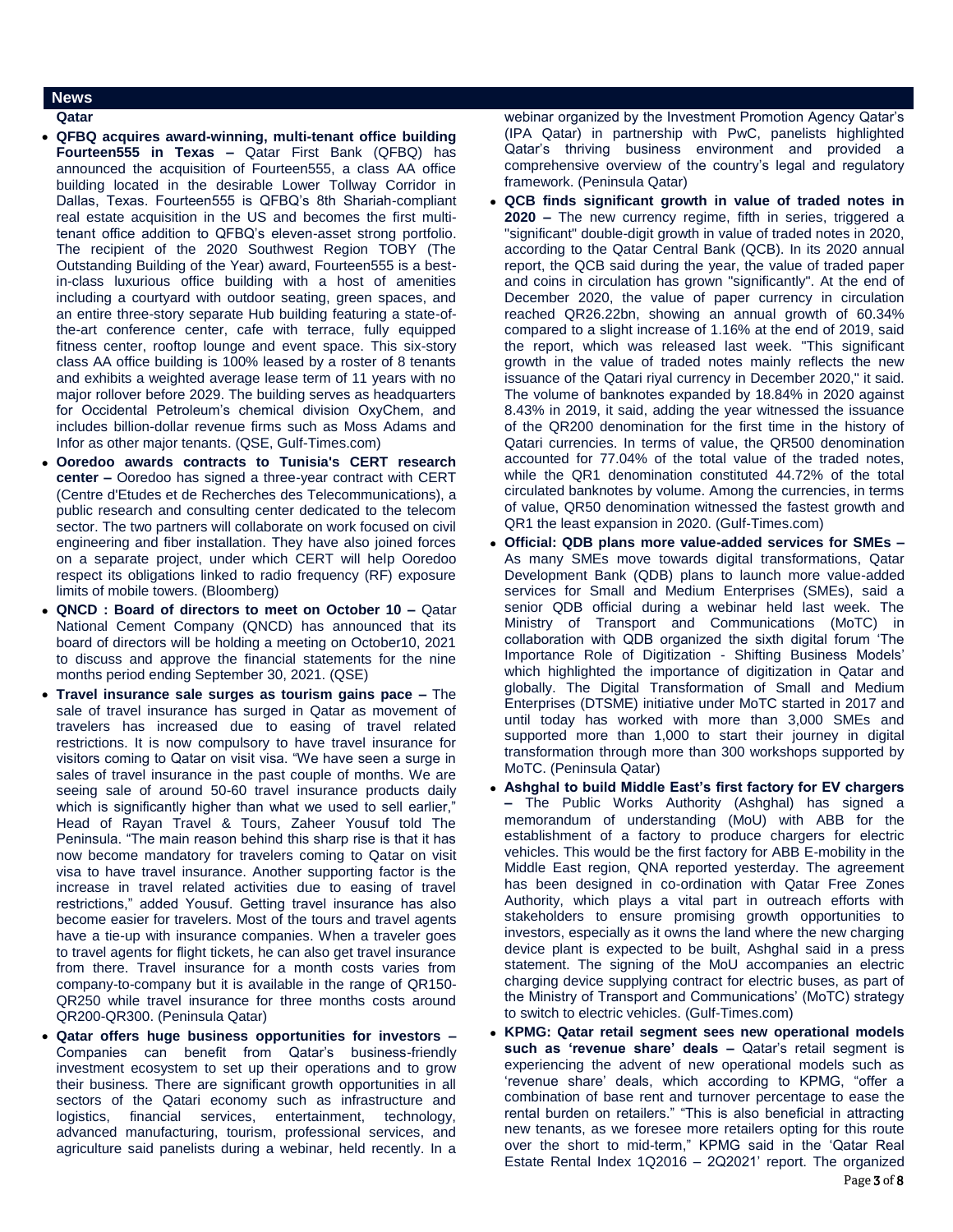## News

### Qatar

- **QFBQ acquires award-winning, multi-tenant office building Fourteen555 in Texas –** Qatar First Bank (QFBQ) has announced the acquisition of Fourteen555, a class AA office building located in the desirable Lower Tollway Corridor in Dallas, Texas. Fourteen555 is QFBQ's 8th Shariah-compliant real estate acquisition in the US and becomes the first multi-tenant office addition to QFBQ's eleven-asset strong portfolio. The recipient of the 2020 Southwest Region TOBY (The Outstanding Building of the Year) award, Fourteen555 is a best-in-class luxurious office building with a host of amenities including a courtyard with outdoor seating, green spaces, and an entire three-story separate Hub building featuring a state-of-the-art conference center, cafe with terrace, fully equipped fitness center, rooftop lounge and event space. This six-story class AA office building is 100% leased by a roster of 8 tenants and exhibits a weighted average lease term of 11 years with no major rollover before 2029. The building serves as headquarters for Occidental Petroleum's chemical division OxyChem, and includes billion-dollar revenue firms such as Moss Adams and Infor as other major tenants. (QSE, Gulf-Times.com)
- **Ooredoo awards contracts to Tunisia's CERT research center –** Ooredoo has signed a three-year contract with CERT (Centre d'Etudes et de Recherches des Telecommunications), a public research and consulting center dedicated to the telecom sector. The two partners will collaborate on work focused on civil engineering and fiber installation. They have also joined forces on a separate project, under which CERT will help Ooredoo respect its obligations linked to radio frequency (RF) exposure limits of mobile towers. (Bloomberg)
- **QNCD : Board of directors to meet on October 10 –** Qatar National Cement Company (QNCD) has announced that its board of directors will be holding a meeting on October10, 2021 to discuss and approve the financial statements for the nine months period ending September 30, 2021. (QSE)
- **Travel insurance sale surges as tourism gains pace –** The sale of travel insurance has surged in Qatar as movement of travelers has increased due to easing of travel related restrictions. It is now compulsory to have travel insurance for visitors coming to Qatar on visit visa. "We have seen a surge in sales of travel insurance in the past couple of months. We are seeing sale of around 50-60 travel insurance products daily which is significantly higher than what we used to sell earlier," Head of Rayan Travel & Tours, Zaheer Yousuf told The Peninsula. "The main reason behind this sharp rise is that it has now become mandatory for travelers coming to Qatar on visit visa to have travel insurance. Another supporting factor is the increase in travel related activities due to easing of travel restrictions," added Yousuf. Getting travel insurance has also become easier for travelers. Most of the tours and travel agents have a tie-up with insurance companies. When a traveler goes to travel agents for flight tickets, he can also get travel insurance from there. Travel insurance for a month costs varies from company-to-company but it is available in the range of QR150-QR250 while travel insurance for three months costs around QR200-QR300. (Peninsula Qatar)
- **Qatar offers huge business opportunities for investors –** Companies can benefit from Qatar's business-friendly investment ecosystem to set up their operations and to grow their business. There are significant growth opportunities in all sectors of the Qatari economy such as infrastructure and logistics, financial services, entertainment, technology, advanced manufacturing, tourism, professional services, and agriculture said panelists during a webinar, held recently. In a webinar organized by the Investment Promotion Agency Qatar's (IPA Qatar) in partnership with PwC, panelists highlighted Qatar's thriving business environment and provided a comprehensive overview of the country's legal and regulatory framework. (Peninsula Qatar)
- **QCB finds significant growth in value of traded notes in 2020 –** The new currency regime, fifth in series, triggered a "significant" double-digit growth in value of traded notes in 2020, according to the Qatar Central Bank (QCB). In its 2020 annual report, the QCB said during the year, the value of traded paper and coins in circulation has grown "significantly". At the end of December 2020, the value of paper currency in circulation reached QR26.22bn, showing an annual growth of 60.34% compared to a slight increase of 1.16% at the end of 2019, said the report, which was released last week. "This significant growth in the value of traded notes mainly reflects the new issuance of the Qatari riyal currency in December 2020," it said. The volume of banknotes expanded by 18.84% in 2020 against 8.43% in 2019, it said, adding the year witnessed the issuance of the QR200 denomination for the first time in the history of Qatari currencies. In terms of value, the QR500 denomination accounted for 77.04% of the total value of the traded notes, while the QR1 denomination constituted 44.72% of the total circulated banknotes by volume. Among the currencies, in terms of value, QR50 denomination witnessed the fastest growth and QR1 the least expansion in 2020. (Gulf-Times.com)
- **Official: QDB plans more value-added services for SMEs –** As many SMEs move towards digital transformations, Qatar Development Bank (QDB) plans to launch more value-added services for Small and Medium Enterprises (SMEs), said a senior QDB official during a webinar held last week. The Ministry of Transport and Communications (MoTC) in collaboration with QDB organized the sixth digital forum 'The Importance Role of Digitization - Shifting Business Models' which highlighted the importance of digitization in Qatar and globally. The Digital Transformation of Small and Medium Enterprises (DTSME) initiative under MoTC started in 2017 and until today has worked with more than 3,000 SMEs and supported more than 1,000 to start their journey in digital transformation through more than 300 workshops supported by MoTC. (Peninsula Qatar)
- **Ashghal to build Middle East's first factory for EV chargers –** The Public Works Authority (Ashghal) has signed a memorandum of understanding (MoU) with ABB for the establishment of a factory to produce chargers for electric vehicles. This would be the first factory for ABB E-mobility in the Middle East region, QNA reported yesterday. The agreement has been designed in co-ordination with Qatar Free Zones Authority, which plays a vital part in outreach efforts with stakeholders to ensure promising growth opportunities to investors, especially as it owns the land where the new charging device plant is expected to be built, Ashghal said in a press statement. The signing of the MoU accompanies an electric charging device supplying contract for electric buses, as part of the Ministry of Transport and Communications' (MoTC) strategy to switch to electric vehicles. (Gulf-Times.com)
- **KPMG: Qatar retail segment sees new operational models such as 'revenue share' deals –** Qatar's retail segment is experiencing the advent of new operational models such as 'revenue share' deals, which according to KPMG, "offer a combination of base rent and turnover percentage to ease the rental burden on retailers." "This is also beneficial in attracting new tenants, as we foresee more retailers opting for this route over the short to mid-term," KPMG said in the 'Qatar Real Estate Rental Index 1Q2016 – 2Q2021' report. The organized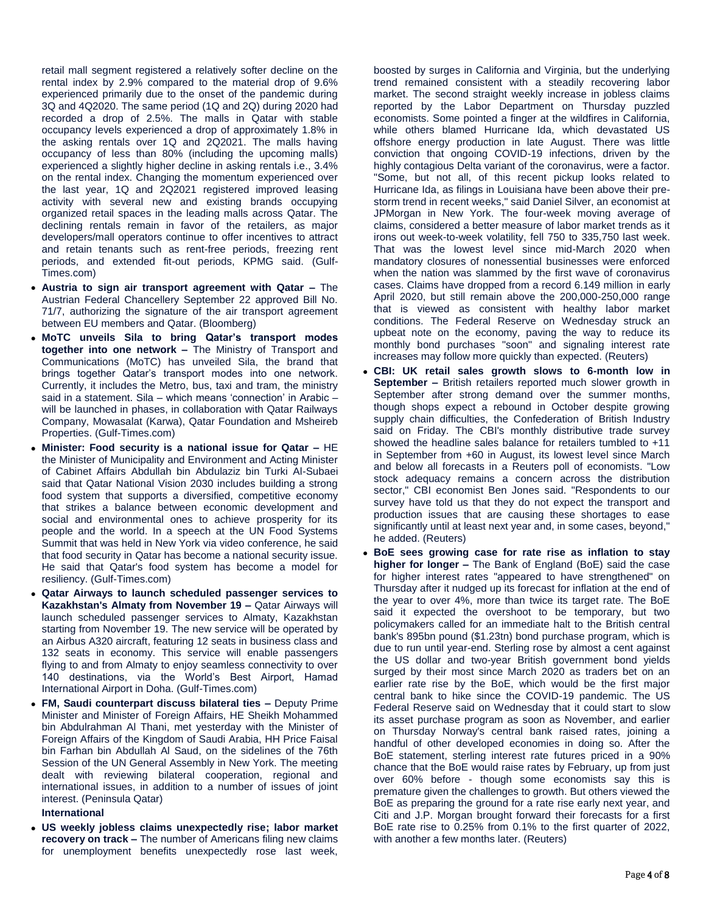retail mall segment registered a relatively softer decline on the rental index by 2.9% compared to the material drop of 9.6% experienced primarily due to the onset of the pandemic during 3Q and 4Q2020. The same period (1Q and 2Q) during 2020 had recorded a drop of 2.5%. The malls in Qatar with stable occupancy levels experienced a drop of approximately 1.8% in the asking rentals over 1Q and 2Q2021. The malls having occupancy of less than 80% (including the upcoming malls) experienced a slightly higher decline in asking rentals i.e., 3.4% on the rental index. Changing the momentum experienced over the last year, 1Q and 2Q2021 registered improved leasing activity with several new and existing brands occupying organized retail spaces in the leading malls across Qatar. The declining rentals remain in favor of the retailers, as major developers/mall operators continue to offer incentives to attract and retain tenants such as rent-free periods, freezing rent periods, and extended fit-out periods, KPMG said. (Gulf-Times.com)

- **Austria to sign air transport agreement with Qatar –** The Austrian Federal Chancellery September 22 approved Bill No. 71/7, authorizing the signature of the air transport agreement between EU members and Qatar. (Bloomberg)
- **MoTC unveils Sila to bring Qatar's transport modes together into one network –** The Ministry of Transport and Communications (MoTC) has unveiled Sila, the brand that brings together Qatar's transport modes into one network. Currently, it includes the Metro, bus, taxi and tram, the ministry said in a statement. Sila – which means 'connection' in Arabic – will be launched in phases, in collaboration with Qatar Railways Company, Mowasalat (Karwa), Qatar Foundation and Msheireb Properties. (Gulf-Times.com)
- **Minister: Food security is a national issue for Qatar –** HE the Minister of Municipality and Environment and Acting Minister of Cabinet Affairs Abdullah bin Abdulaziz bin Turki Al-Subaei said that Qatar National Vision 2030 includes building a strong food system that supports a diversified, competitive economy that strikes a balance between economic development and social and environmental ones to achieve prosperity for its people and the world. In a speech at the UN Food Systems Summit that was held in New York via video conference, he said that food security in Qatar has become a national security issue. He said that Qatar's food system has become a model for resiliency. (Gulf-Times.com)
- **Qatar Airways to launch scheduled passenger services to Kazakhstan's Almaty from November 19 –** Qatar Airways will launch scheduled passenger services to Almaty, Kazakhstan starting from November 19. The new service will be operated by an Airbus A320 aircraft, featuring 12 seats in business class and 132 seats in economy. This service will enable passengers flying to and from Almaty to enjoy seamless connectivity to over 140 destinations, via the World's Best Airport, Hamad International Airport in Doha. (Gulf-Times.com)
- **FM, Saudi counterpart discuss bilateral ties –** Deputy Prime Minister and Minister of Foreign Affairs, HE Sheikh Mohammed bin Abdulrahman Al Thani, met yesterday with the Minister of Foreign Affairs of the Kingdom of Saudi Arabia, HH Price Faisal bin Farhan bin Abdullah Al Saud, on the sidelines of the 76th Session of the UN General Assembly in New York. The meeting dealt with reviewing bilateral cooperation, regional and international issues, in addition to a number of issues of joint interest. (Peninsula Qatar)

**International**

- **US weekly jobless claims unexpectedly rise; labor market recovery on track –** The number of Americans filing new claims for unemployment benefits unexpectedly rose last week, boosted by surges in California and Virginia, but the underlying trend remained consistent with a steadily recovering labor market. The second straight weekly increase in jobless claims reported by the Labor Department on Thursday puzzled economists. Some pointed a finger at the wildfires in California, while others blamed Hurricane Ida, which devastated US offshore energy production in late August. There was little conviction that ongoing COVID-19 infections, driven by the highly contagious Delta variant of the coronavirus, were a factor. "Some, but not all, of this recent pickup looks related to Hurricane Ida, as filings in Louisiana have been above their pre-storm trend in recent weeks," said Daniel Silver, an economist at JPMorgan in New York. The four-week moving average of claims, considered a better measure of labor market trends as it irons out week-to-week volatility, fell 750 to 335,750 last week. That was the lowest level since mid-March 2020 when mandatory closures of nonessential businesses were enforced when the nation was slammed by the first wave of coronavirus cases. Claims have dropped from a record 6.149 million in early April 2020, but still remain above the 200,000-250,000 range that is viewed as consistent with healthy labor market conditions. The Federal Reserve on Wednesday struck an upbeat note on the economy, paving the way to reduce its monthly bond purchases "soon" and signaling interest rate increases may follow more quickly than expected. (Reuters)
- **CBI: UK retail sales growth slows to 6-month low in September –** British retailers reported much slower growth in September after strong demand over the summer months, though shops expect a rebound in October despite growing supply chain difficulties, the Confederation of British Industry said on Friday. The CBI's monthly distributive trade survey showed the headline sales balance for retailers tumbled to +11 in September from +60 in August, its lowest level since March and below all forecasts in a Reuters poll of economists. "Low stock adequacy remains a concern across the distribution sector," CBI economist Ben Jones said. "Respondents to our survey have told us that they do not expect the transport and production issues that are causing these shortages to ease significantly until at least next year and, in some cases, beyond," he added. (Reuters)
- **BoE sees growing case for rate rise as inflation to stay higher for longer –** The Bank of England (BoE) said the case for higher interest rates "appeared to have strengthened" on Thursday after it nudged up its forecast for inflation at the end of the year to over 4%, more than twice its target rate. The BoE said it expected the overshoot to be temporary, but two policymakers called for an immediate halt to the British central bank's 895bn pound ($1.23tn) bond purchase program, which is due to run until year-end. Sterling rose by almost a cent against the US dollar and two-year British government bond yields surged by their most since March 2020 as traders bet on an earlier rate rise by the BoE, which would be the first major central bank to hike since the COVID-19 pandemic. The US Federal Reserve said on Wednesday that it could start to slow its asset purchase program as soon as November, and earlier on Thursday Norway's central bank raised rates, joining a handful of other developed economies in doing so. After the BoE statement, sterling interest rate futures priced in a 90% chance that the BoE would raise rates by February, up from just over 60% before - though some economists say this is premature given the challenges to growth. But others viewed the BoE as preparing the ground for a rate rise early next year, and Citi and J.P. Morgan brought forward their forecasts for a first BoE rate rise to 0.25% from 0.1% to the first quarter of 2022, with another a few months later. (Reuters)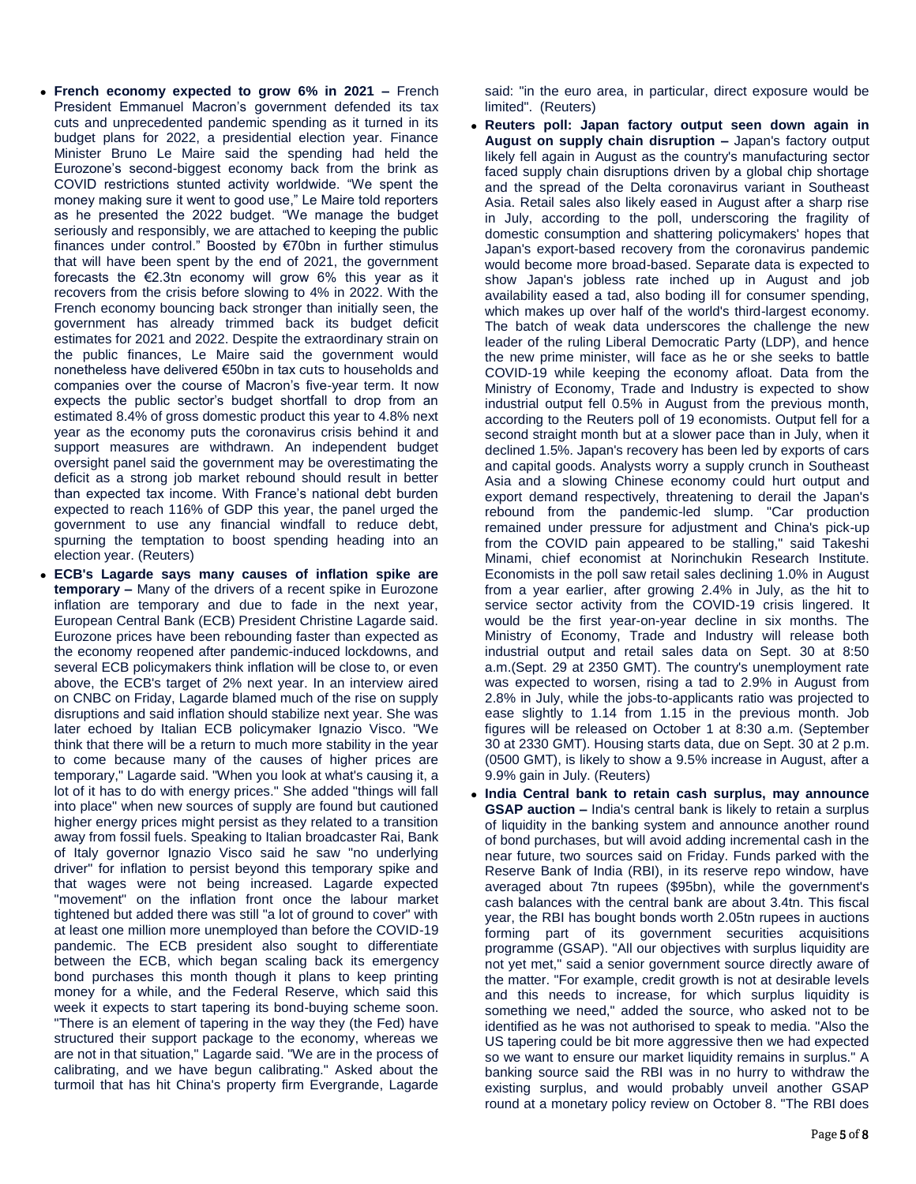- **French economy expected to grow 6% in 2021 –** French President Emmanuel Macron's government defended its tax cuts and unprecedented pandemic spending as it turned in its budget plans for 2022, a presidential election year. Finance Minister Bruno Le Maire said the spending had held the Eurozone's second-biggest economy back from the brink as COVID restrictions stunted activity worldwide. "We spent the money making sure it went to good use," Le Maire told reporters as he presented the 2022 budget. "We manage the budget seriously and responsibly, we are attached to keeping the public finances under control." Boosted by €70bn in further stimulus that will have been spent by the end of 2021, the government forecasts the €2.3tn economy will grow 6% this year as it recovers from the crisis before slowing to 4% in 2022. With the French economy bouncing back stronger than initially seen, the government has already trimmed back its budget deficit estimates for 2021 and 2022. Despite the extraordinary strain on the public finances, Le Maire said the government would nonetheless have delivered €50bn in tax cuts to households and companies over the course of Macron's five-year term. It now expects the public sector's budget shortfall to drop from an estimated 8.4% of gross domestic product this year to 4.8% next year as the economy puts the coronavirus crisis behind it and support measures are withdrawn. An independent budget oversight panel said the government may be overestimating the deficit as a strong job market rebound should result in better than expected tax income. With France's national debt burden expected to reach 116% of GDP this year, the panel urged the government to use any financial windfall to reduce debt, spurning the temptation to boost spending heading into an election year. (Reuters)
- **ECB's Lagarde says many causes of inflation spike are temporary –** Many of the drivers of a recent spike in Eurozone inflation are temporary and due to fade in the next year, European Central Bank (ECB) President Christine Lagarde said. Eurozone prices have been rebounding faster than expected as the economy reopened after pandemic-induced lockdowns, and several ECB policymakers think inflation will be close to, or even above, the ECB's target of 2% next year. In an interview aired on CNBC on Friday, Lagarde blamed much of the rise on supply disruptions and said inflation should stabilize next year. She was later echoed by Italian ECB policymaker Ignazio Visco. "We think that there will be a return to much more stability in the year to come because many of the causes of higher prices are temporary," Lagarde said. "When you look at what's causing it, a lot of it has to do with energy prices." She added "things will fall into place" when new sources of supply are found but cautioned higher energy prices might persist as they related to a transition away from fossil fuels. Speaking to Italian broadcaster Rai, Bank of Italy governor Ignazio Visco said he saw "no underlying driver" for inflation to persist beyond this temporary spike and that wages were not being increased. Lagarde expected "movement" on the inflation front once the labour market tightened but added there was still "a lot of ground to cover" with at least one million more unemployed than before the COVID-19 pandemic. The ECB president also sought to differentiate between the ECB, which began scaling back its emergency bond purchases this month though it plans to keep printing money for a while, and the Federal Reserve, which said this week it expects to start tapering its bond-buying scheme soon. "There is an element of tapering in the way they (the Fed) have structured their support package to the economy, whereas we are not in that situation," Lagarde said. "We are in the process of calibrating, and we have begun calibrating." Asked about the turmoil that has hit China's property firm Evergrande, Lagarde said: "in the euro area, in particular, direct exposure would be limited". (Reuters)
- **Reuters poll: Japan factory output seen down again in August on supply chain disruption –** Japan's factory output likely fell again in August as the country's manufacturing sector faced supply chain disruptions driven by a global chip shortage and the spread of the Delta coronavirus variant in Southeast Asia. Retail sales also likely eased in August after a sharp rise in July, according to the poll, underscoring the fragility of domestic consumption and shattering policymakers' hopes that Japan's export-based recovery from the coronavirus pandemic would become more broad-based. Separate data is expected to show Japan's jobless rate inched up in August and job availability eased a tad, also boding ill for consumer spending, which makes up over half of the world's third-largest economy. The batch of weak data underscores the challenge the new leader of the ruling Liberal Democratic Party (LDP), and hence the new prime minister, will face as he or she seeks to battle COVID-19 while keeping the economy afloat. Data from the Ministry of Economy, Trade and Industry is expected to show industrial output fell 0.5% in August from the previous month, according to the Reuters poll of 19 economists. Output fell for a second straight month but at a slower pace than in July, when it declined 1.5%. Japan's recovery has been led by exports of cars and capital goods. Analysts worry a supply crunch in Southeast Asia and a slowing Chinese economy could hurt output and export demand respectively, threatening to derail the Japan's rebound from the pandemic-led slump. "Car production remained under pressure for adjustment and China's pick-up from the COVID pain appeared to be stalling," said Takeshi Minami, chief economist at Norinchukin Research Institute. Economists in the poll saw retail sales declining 1.0% in August from a year earlier, after growing 2.4% in July, as the hit to service sector activity from the COVID-19 crisis lingered. It would be the first year-on-year decline in six months. The Ministry of Economy, Trade and Industry will release both industrial output and retail sales data on Sept. 30 at 8:50 a.m.(Sept. 29 at 2350 GMT). The country's unemployment rate was expected to worsen, rising a tad to 2.9% in August from 2.8% in July, while the jobs-to-applicants ratio was projected to ease slightly to 1.14 from 1.15 in the previous month. Job figures will be released on October 1 at 8:30 a.m. (September 30 at 2330 GMT). Housing starts data, due on Sept. 30 at 2 p.m. (0500 GMT), is likely to show a 9.5% increase in August, after a 9.9% gain in July. (Reuters)
- **India Central bank to retain cash surplus, may announce GSAP auction –** India's central bank is likely to retain a surplus of liquidity in the banking system and announce another round of bond purchases, but will avoid adding incremental cash in the near future, two sources said on Friday. Funds parked with the Reserve Bank of India (RBI), in its reserve repo window, have averaged about 7tn rupees ($95bn), while the government's cash balances with the central bank are about 3.4tn. This fiscal year, the RBI has bought bonds worth 2.05tn rupees in auctions forming part of its government securities acquisitions programme (GSAP). "All our objectives with surplus liquidity are not yet met," said a senior government source directly aware of the matter. "For example, credit growth is not at desirable levels and this needs to increase, for which surplus liquidity is something we need," added the source, who asked not to be identified as he was not authorised to speak to media. "Also the US tapering could be bit more aggressive then we had expected so we want to ensure our market liquidity remains in surplus." A banking source said the RBI was in no hurry to withdraw the existing surplus, and would probably unveil another GSAP round at a monetary policy review on October 8. "The RBI does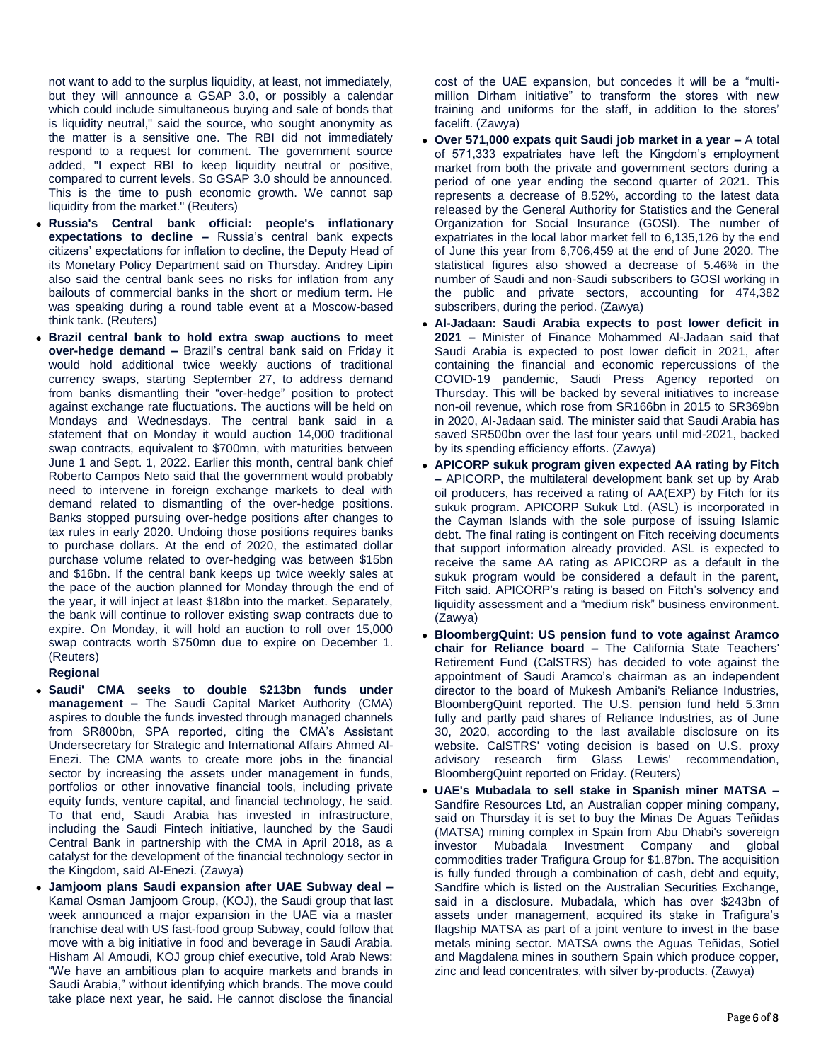not want to add to the surplus liquidity, at least, not immediately, but they will announce a GSAP 3.0, or possibly a calendar which could include simultaneous buying and sale of bonds that is liquidity neutral," said the source, who sought anonymity as the matter is a sensitive one. The RBI did not immediately respond to a request for comment. The government source added, "I expect RBI to keep liquidity neutral or positive, compared to current levels. So GSAP 3.0 should be announced. This is the time to push economic growth. We cannot sap liquidity from the market." (Reuters)

- **Russia's Central bank official: people's inflationary expectations to decline –** Russia's central bank expects citizens' expectations for inflation to decline, the Deputy Head of its Monetary Policy Department said on Thursday. Andrey Lipin also said the central bank sees no risks for inflation from any bailouts of commercial banks in the short or medium term. He was speaking during a round table event at a Moscow-based think tank. (Reuters)
- **Brazil central bank to hold extra swap auctions to meet over-hedge demand –** Brazil's central bank said on Friday it would hold additional twice weekly auctions of traditional currency swaps, starting September 27, to address demand from banks dismantling their "over-hedge" position to protect against exchange rate fluctuations. The auctions will be held on Mondays and Wednesdays. The central bank said in a statement that on Monday it would auction 14,000 traditional swap contracts, equivalent to $700mn, with maturities between June 1 and Sept. 1, 2022. Earlier this month, central bank chief Roberto Campos Neto said that the government would probably need to intervene in foreign exchange markets to deal with demand related to dismantling of the over-hedge positions. Banks stopped pursuing over-hedge positions after changes to tax rules in early 2020. Undoing those positions requires banks to purchase dollars. At the end of 2020, the estimated dollar purchase volume related to over-hedging was between $15bn and $16bn. If the central bank keeps up twice weekly sales at the pace of the auction planned for Monday through the end of the year, it will inject at least $18bn into the market. Separately, the bank will continue to rollover existing swap contracts due to expire. On Monday, it will hold an auction to roll over 15,000 swap contracts worth $750mn due to expire on December 1. (Reuters)

**Regional**

- **Saudi' CMA seeks to double $213bn funds under management –** The Saudi Capital Market Authority (CMA) aspires to double the funds invested through managed channels from SR800bn, SPA reported, citing the CMA's Assistant Undersecretary for Strategic and International Affairs Ahmed Al-Enezi. The CMA wants to create more jobs in the financial sector by increasing the assets under management in funds, portfolios or other innovative financial tools, including private equity funds, venture capital, and financial technology, he said. To that end, Saudi Arabia has invested in infrastructure, including the Saudi Fintech initiative, launched by the Saudi Central Bank in partnership with the CMA in April 2018, as a catalyst for the development of the financial technology sector in the Kingdom, said Al-Enezi. (Zawya)
- **Jamjoom plans Saudi expansion after UAE Subway deal –** Kamal Osman Jamjoom Group, (KOJ), the Saudi group that last week announced a major expansion in the UAE via a master franchise deal with US fast-food group Subway, could follow that move with a big initiative in food and beverage in Saudi Arabia. Hisham Al Amoudi, KOJ group chief executive, told Arab News: "We have an ambitious plan to acquire markets and brands in Saudi Arabia," without identifying which brands. The move could take place next year, he said. He cannot disclose the financial cost of the UAE expansion, but concedes it will be a "multi-million Dirham initiative" to transform the stores with new training and uniforms for the staff, in addition to the stores' facelift. (Zawya)
- **Over 571,000 expats quit Saudi job market in a year –** A total of 571,333 expatriates have left the Kingdom's employment market from both the private and government sectors during a period of one year ending the second quarter of 2021. This represents a decrease of 8.52%, according to the latest data released by the General Authority for Statistics and the General Organization for Social Insurance (GOSI). The number of expatriates in the local labor market fell to 6,135,126 by the end of June this year from 6,706,459 at the end of June 2020. The statistical figures also showed a decrease of 5.46% in the number of Saudi and non-Saudi subscribers to GOSI working in the public and private sectors, accounting for 474,382 subscribers, during the period. (Zawya)
- **Al-Jadaan: Saudi Arabia expects to post lower deficit in 2021 –** Minister of Finance Mohammed Al-Jadaan said that Saudi Arabia is expected to post lower deficit in 2021, after containing the financial and economic repercussions of the COVID-19 pandemic, Saudi Press Agency reported on Thursday. This will be backed by several initiatives to increase non-oil revenue, which rose from SR166bn in 2015 to SR369bn in 2020, Al-Jadaan said. The minister said that Saudi Arabia has saved SR500bn over the last four years until mid-2021, backed by its spending efficiency efforts. (Zawya)
- **APICORP sukuk program given expected AA rating by Fitch –** APICORP, the multilateral development bank set up by Arab oil producers, has received a rating of AA(EXP) by Fitch for its sukuk program. APICORP Sukuk Ltd. (ASL) is incorporated in the Cayman Islands with the sole purpose of issuing Islamic debt. The final rating is contingent on Fitch receiving documents that support information already provided. ASL is expected to receive the same AA rating as APICORP as a default in the sukuk program would be considered a default in the parent, Fitch said. APICORP's rating is based on Fitch's solvency and liquidity assessment and a "medium risk" business environment. (Zawya)
- **BloombergQuint: US pension fund to vote against Aramco chair for Reliance board –** The California State Teachers' Retirement Fund (CalSTRS) has decided to vote against the appointment of Saudi Aramco's chairman as an independent director to the board of Mukesh Ambani's Reliance Industries, BloombergQuint reported. The U.S. pension fund held 5.3mn fully and partly paid shares of Reliance Industries, as of June 30, 2020, according to the last available disclosure on its website. CalSTRS' voting decision is based on U.S. proxy advisory research firm Glass Lewis' recommendation, BloombergQuint reported on Friday. (Reuters)
- **UAE's Mubadala to sell stake in Spanish miner MATSA –** Sandfire Resources Ltd, an Australian copper mining company, said on Thursday it is set to buy the Minas De Aguas Teñidas (MATSA) mining complex in Spain from Abu Dhabi's sovereign investor Mubadala Investment Company and global commodities trader Trafigura Group for $1.87bn. The acquisition is fully funded through a combination of cash, debt and equity, Sandfire which is listed on the Australian Securities Exchange, said in a disclosure. Mubadala, which has over $243bn of assets under management, acquired its stake in Trafigura's flagship MATSA as part of a joint venture to invest in the base metals mining sector. MATSA owns the Aguas Teñidas, Sotiel and Magdalena mines in southern Spain which produce copper, zinc and lead concentrates, with silver by-products. (Zawya)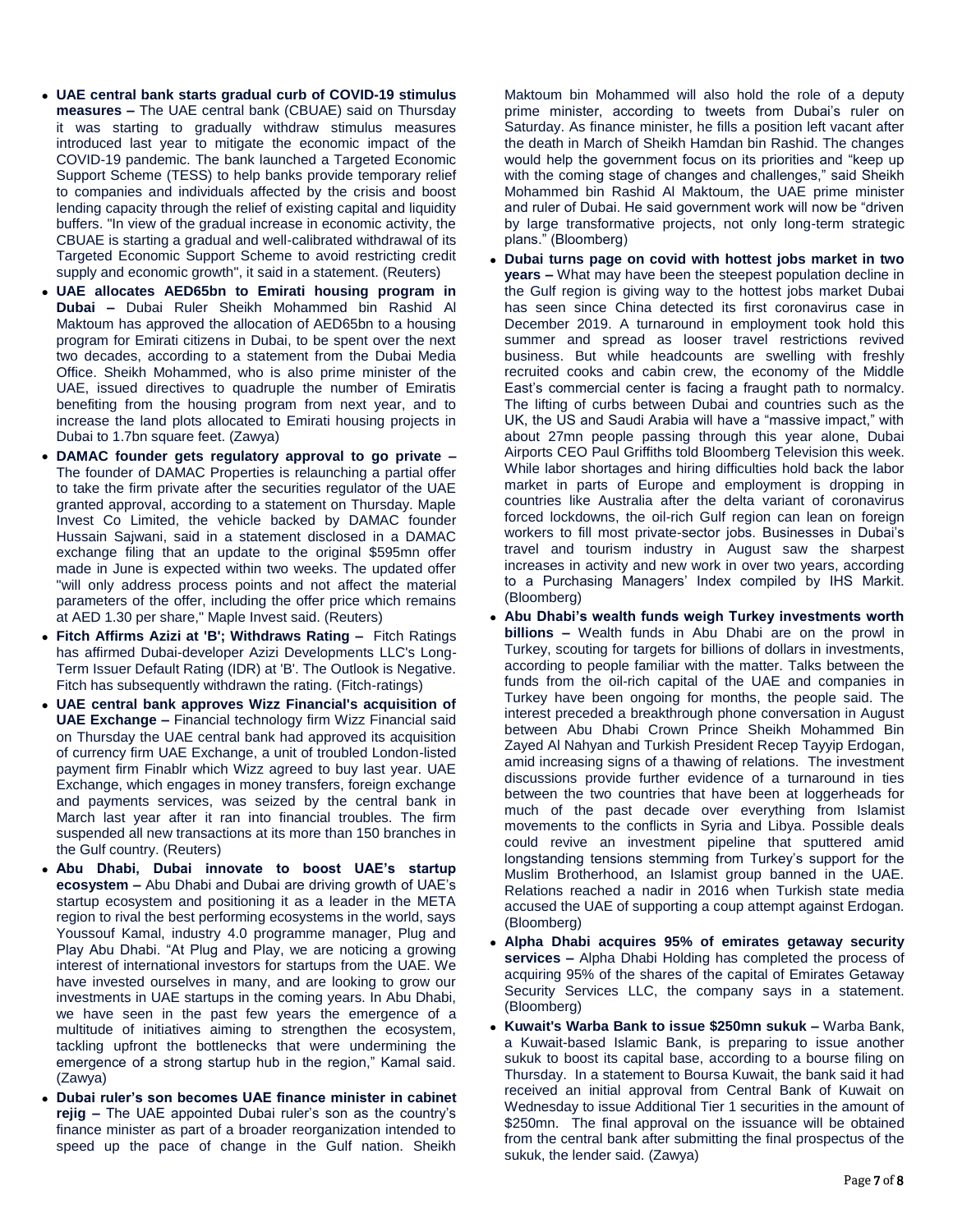- **UAE central bank starts gradual curb of COVID-19 stimulus measures –** The UAE central bank (CBUAE) said on Thursday it was starting to gradually withdraw stimulus measures introduced last year to mitigate the economic impact of the COVID-19 pandemic. The bank launched a Targeted Economic Support Scheme (TESS) to help banks provide temporary relief to companies and individuals affected by the crisis and boost lending capacity through the relief of existing capital and liquidity buffers. "In view of the gradual increase in economic activity, the CBUAE is starting a gradual and well-calibrated withdrawal of its Targeted Economic Support Scheme to avoid restricting credit supply and economic growth", it said in a statement. (Reuters)
- **UAE allocates AED65bn to Emirati housing program in Dubai –** Dubai Ruler Sheikh Mohammed bin Rashid Al Maktoum has approved the allocation of AED65bn to a housing program for Emirati citizens in Dubai, to be spent over the next two decades, according to a statement from the Dubai Media Office. Sheikh Mohammed, who is also prime minister of the UAE, issued directives to quadruple the number of Emiratis benefiting from the housing program from next year, and to increase the land plots allocated to Emirati housing projects in Dubai to 1.7bn square feet. (Zawya)
- **DAMAC founder gets regulatory approval to go private –** The founder of DAMAC Properties is relaunching a partial offer to take the firm private after the securities regulator of the UAE granted approval, according to a statement on Thursday. Maple Invest Co Limited, the vehicle backed by DAMAC founder Hussain Sajwani, said in a statement disclosed in a DAMAC exchange filing that an update to the original $595mn offer made in June is expected within two weeks. The updated offer "will only address process points and not affect the material parameters of the offer, including the offer price which remains at AED 1.30 per share," Maple Invest said. (Reuters)
- **Fitch Affirms Azizi at 'B'; Withdraws Rating –** Fitch Ratings has affirmed Dubai-developer Azizi Developments LLC's Long-Term Issuer Default Rating (IDR) at 'B'. The Outlook is Negative. Fitch has subsequently withdrawn the rating. (Fitch-ratings)
- **UAE central bank approves Wizz Financial's acquisition of UAE Exchange –** Financial technology firm Wizz Financial said on Thursday the UAE central bank had approved its acquisition of currency firm UAE Exchange, a unit of troubled London-listed payment firm Finablr which Wizz agreed to buy last year. UAE Exchange, which engages in money transfers, foreign exchange and payments services, was seized by the central bank in March last year after it ran into financial troubles. The firm suspended all new transactions at its more than 150 branches in the Gulf country. (Reuters)
- **Abu Dhabi, Dubai innovate to boost UAE's startup ecosystem –** Abu Dhabi and Dubai are driving growth of UAE's startup ecosystem and positioning it as a leader in the META region to rival the best performing ecosystems in the world, says Youssouf Kamal, industry 4.0 programme manager, Plug and Play Abu Dhabi. "At Plug and Play, we are noticing a growing interest of international investors for startups from the UAE. We have invested ourselves in many, and are looking to grow our investments in UAE startups in the coming years. In Abu Dhabi, we have seen in the past few years the emergence of a multitude of initiatives aiming to strengthen the ecosystem, tackling upfront the bottlenecks that were undermining the emergence of a strong startup hub in the region," Kamal said. (Zawya)
- **Dubai ruler's son becomes UAE finance minister in cabinet rejig –** The UAE appointed Dubai ruler's son as the country's finance minister as part of a broader reorganization intended to speed up the pace of change in the Gulf nation. Sheikh Maktoum bin Mohammed will also hold the role of a deputy prime minister, according to tweets from Dubai's ruler on Saturday. As finance minister, he fills a position left vacant after the death in March of Sheikh Hamdan bin Rashid. The changes would help the government focus on its priorities and "keep up with the coming stage of changes and challenges," said Sheikh Mohammed bin Rashid Al Maktoum, the UAE prime minister and ruler of Dubai. He said government work will now be "driven by large transformative projects, not only long-term strategic plans." (Bloomberg)
- **Dubai turns page on covid with hottest jobs market in two years –** What may have been the steepest population decline in the Gulf region is giving way to the hottest jobs market Dubai has seen since China detected its first coronavirus case in December 2019. A turnaround in employment took hold this summer and spread as looser travel restrictions revived business. But while headcounts are swelling with freshly recruited cooks and cabin crew, the economy of the Middle East's commercial center is facing a fraught path to normalcy. The lifting of curbs between Dubai and countries such as the UK, the US and Saudi Arabia will have a "massive impact," with about 27mn people passing through this year alone, Dubai Airports CEO Paul Griffiths told Bloomberg Television this week. While labor shortages and hiring difficulties hold back the labor market in parts of Europe and employment is dropping in countries like Australia after the delta variant of coronavirus forced lockdowns, the oil-rich Gulf region can lean on foreign workers to fill most private-sector jobs. Businesses in Dubai's travel and tourism industry in August saw the sharpest increases in activity and new work in over two years, according to a Purchasing Managers' Index compiled by IHS Markit. (Bloomberg)
- **Abu Dhabi's wealth funds weigh Turkey investments worth billions –** Wealth funds in Abu Dhabi are on the prowl in Turkey, scouting for targets for billions of dollars in investments, according to people familiar with the matter. Talks between the funds from the oil-rich capital of the UAE and companies in Turkey have been ongoing for months, the people said. The interest preceded a breakthrough phone conversation in August between Abu Dhabi Crown Prince Sheikh Mohammed Bin Zayed Al Nahyan and Turkish President Recep Tayyip Erdogan, amid increasing signs of a thawing of relations. The investment discussions provide further evidence of a turnaround in ties between the two countries that have been at loggerheads for much of the past decade over everything from Islamist movements to the conflicts in Syria and Libya. Possible deals could revive an investment pipeline that sputtered amid longstanding tensions stemming from Turkey's support for the Muslim Brotherhood, an Islamist group banned in the UAE. Relations reached a nadir in 2016 when Turkish state media accused the UAE of supporting a coup attempt against Erdogan. (Bloomberg)
- **Alpha Dhabi acquires 95% of emirates getaway security services –** Alpha Dhabi Holding has completed the process of acquiring 95% of the shares of the capital of Emirates Getaway Security Services LLC, the company says in a statement. (Bloomberg)
- **Kuwait's Warba Bank to issue $250mn sukuk –** Warba Bank, a Kuwait-based Islamic Bank, is preparing to issue another sukuk to boost its capital base, according to a bourse filing on Thursday. In a statement to Boursa Kuwait, the bank said it had received an initial approval from Central Bank of Kuwait on Wednesday to issue Additional Tier 1 securities in the amount of $250mn. The final approval on the issuance will be obtained from the central bank after submitting the final prospectus of the sukuk, the lender said. (Zawya)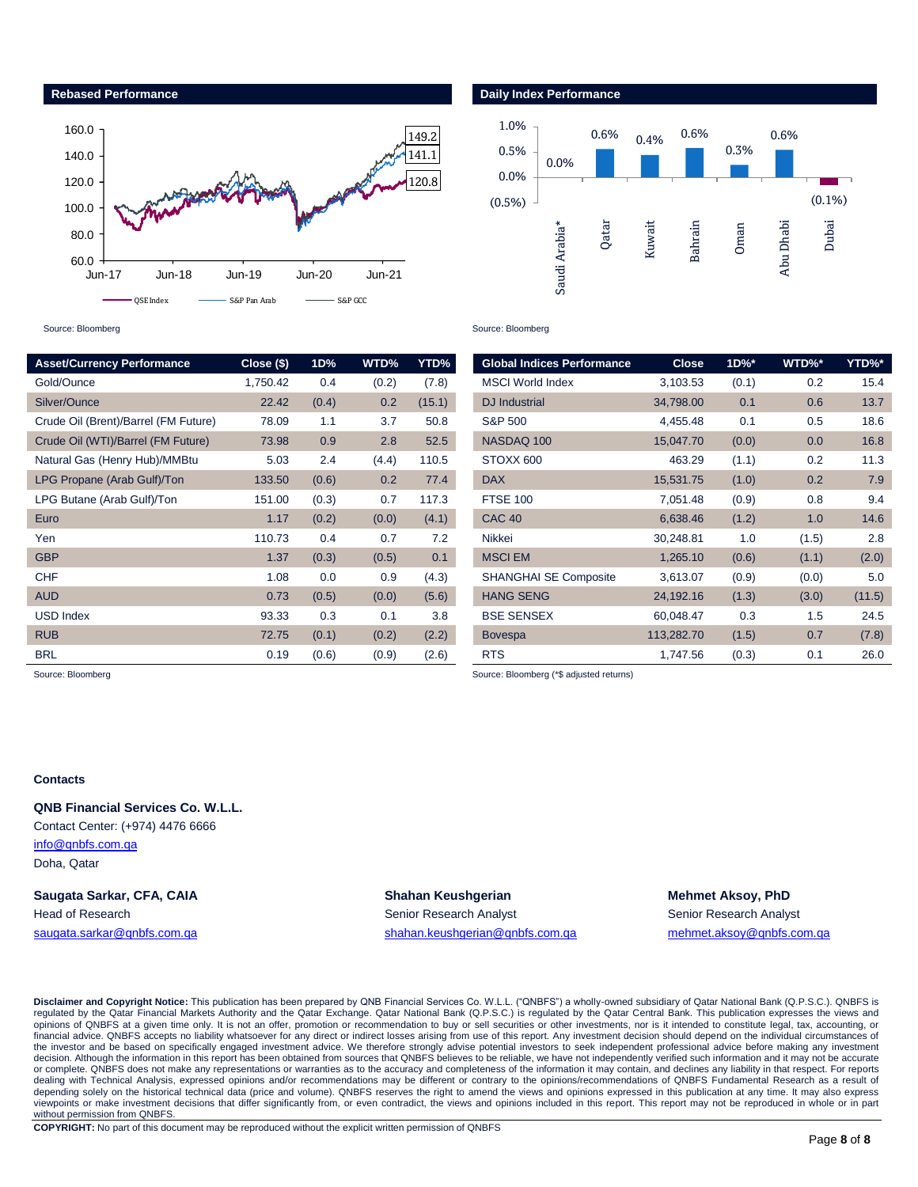**Rebased Performance**

160.0
140.0
120.0
100.0
80.0
60.0
Jun-17
Jun-18
Jun-19
Jun-20
Jun-21
149.2
141.1
120.8
QSE Index
S&P Pan Arab
S&P GCC

Source: Bloomberg

**Daily Index Performance**

1.0%
0.5%
0.0%
(0.5%)
0.0%
0.6%
0.4%
0.6%
0.3%
0.6%
(0.1%)
Saudi Arabia*
Qatar
Kuwait
Bahrain
Oman
Abu Dhabi
Dubai

Source: Bloomberg

| Asset/Currency Performance | Close ($) | 1D% | WTD% | YTD% |
|---|---|---|---|---|
| Gold/Ounce | 1,750.42 | 0.4 | (0.2) | (7.8) |
| Silver/Ounce | 22.42 | (0.4) | 0.2 | (15.1) |
| Crude Oil (Brent)/Barrel (FM Future) | 78.09 | 1.1 | 3.7 | 50.8 |
| Crude Oil (WTI)/Barrel (FM Future) | 73.98 | 0.9 | 2.8 | 52.5 |
| Natural Gas (Henry Hub)/MMBtu | 5.03 | 2.4 | (4.4) | 110.5 |
| LPG Propane (Arab Gulf)/Ton | 133.50 | (0.6) | 0.2 | 77.4 |
| LPG Butane (Arab Gulf)/Ton | 151.00 | (0.3) | 0.7 | 117.3 |
| Euro | 1.17 | (0.2) | (0.0) | (4.1) |
| Yen | 110.73 | 0.4 | 0.7 | 7.2 |
| GBP | 1.37 | (0.3) | (0.5) | 0.1 |
| CHF | 1.08 | 0.0 | 0.9 | (4.3) |
| AUD | 0.73 | (0.5) | (0.0) | (5.6) |
| USD Index | 93.33 | 0.3 | 0.1 | 3.8 |
| RUB | 72.75 | (0.1) | (0.2) | (2.2) |
| BRL | 0.19 | (0.6) | (0.9) | (2.6) |

Source: Bloomberg

| Global Indices Performance | Close | 1D%* | WTD%* | YTD%* |
|---|---|---|---|---|
| MSCI World Index | 3,103.53 | (0.1) | 0.2 | 15.4 |
| DJ Industrial | 34,798.00 | 0.1 | 0.6 | 13.7 |
| S&P 500 | 4,455.48 | 0.1 | 0.5 | 18.6 |
| NASDAQ 100 | 15,047.70 | (0.0) | 0.0 | 16.8 |
| STOXX 600 | 463.29 | (1.1) | 0.2 | 11.3 |
| DAX | 15,531.75 | (1.0) | 0.2 | 7.9 |
| FTSE 100 | 7,051.48 | (0.9) | 0.8 | 9.4 |
| CAC 40 | 6,638.46 | (1.2) | 1.0 | 14.6 |
| Nikkei | 30,248.81 | 1.0 | (1.5) | 2.8 |
| MSCI EM | 1,265.10 | (0.6) | (1.1) | (2.0) |
| SHANGHAI SE Composite | 3,613.07 | (0.9) | (0.0) | 5.0 |
| HANG SENG | 24,192.16 | (1.3) | (3.0) | (11.5) |
| BSE SENSEX | 60,048.47 | 0.3 | 1.5 | 24.5 |
| Bovespa | 113,282.70 | (1.5) | 0.7 | (7.8) |
| RTS | 1,747.56 | (0.3) | 0.1 | 26.0 |

Source: Bloomberg (*$ adjusted returns)

**Contacts**

**QNB Financial Services Co. W.L.L.**
Contact Center: (+974) 4476 6666
info@qnbfs.com.qa
Doha, Qatar

**Saugata Sarkar, CFA, CAIA**
Head of Research
saugata.sarkar@qnbfs.com.qa

**Shahan Keushgerian**
Senior Research Analyst
shahan.keushgerian@qnbfs.com.qa

**Mehmet Aksoy, PhD**
Senior Research Analyst
mehmet.aksoy@qnbfs.com.qa

**Disclaimer and Copyright Notice:** This publication has been prepared by QNB Financial Services Co. W.L.L. ("QNBFS") a wholly-owned subsidiary of Qatar National Bank (Q.P.S.C.). QNBFS is regulated by the Qatar Financial Markets Authority and the Qatar Exchange. Qatar National Bank (Q.P.S.C.) is regulated by the Qatar Central Bank. This publication expresses the views and opinions of QNBFS at a given time only. It is not an offer, promotion or recommendation to buy or sell securities or other investments, nor is it intended to constitute legal, tax, accounting, or financial advice. QNBFS accepts no liability whatsoever for any direct or indirect losses arising from use of this report. Any investment decision should depend on the individual circumstances of the investor and be based on specifically engaged investment advice. We therefore strongly advise potential investors to seek independent professional advice before making any investment decision. Although the information in this report has been obtained from sources that QNBFS believes to be reliable, we have not independently verified such information and it may not be accurate or complete. QNBFS does not make any representations or warranties as to the accuracy and completeness of the information it may contain, and declines any liability in that respect. For reports dealing with Technical Analysis, expressed opinions and/or recommendations may be different or contrary to the opinions/recommendations of QNBFS Fundamental Research as a result of depending solely on the historical technical data (price and volume). QNBFS reserves the right to amend the views and opinions expressed in this publication at any time. It may also express viewpoints or make investment decisions that differ significantly from, or even contradict, the views and opinions included in this report. This report may not be reproduced in whole or in part without permission from QNBFS.

**COPYRIGHT:** No part of this document may be reproduced without the explicit written permission of QNBFS.